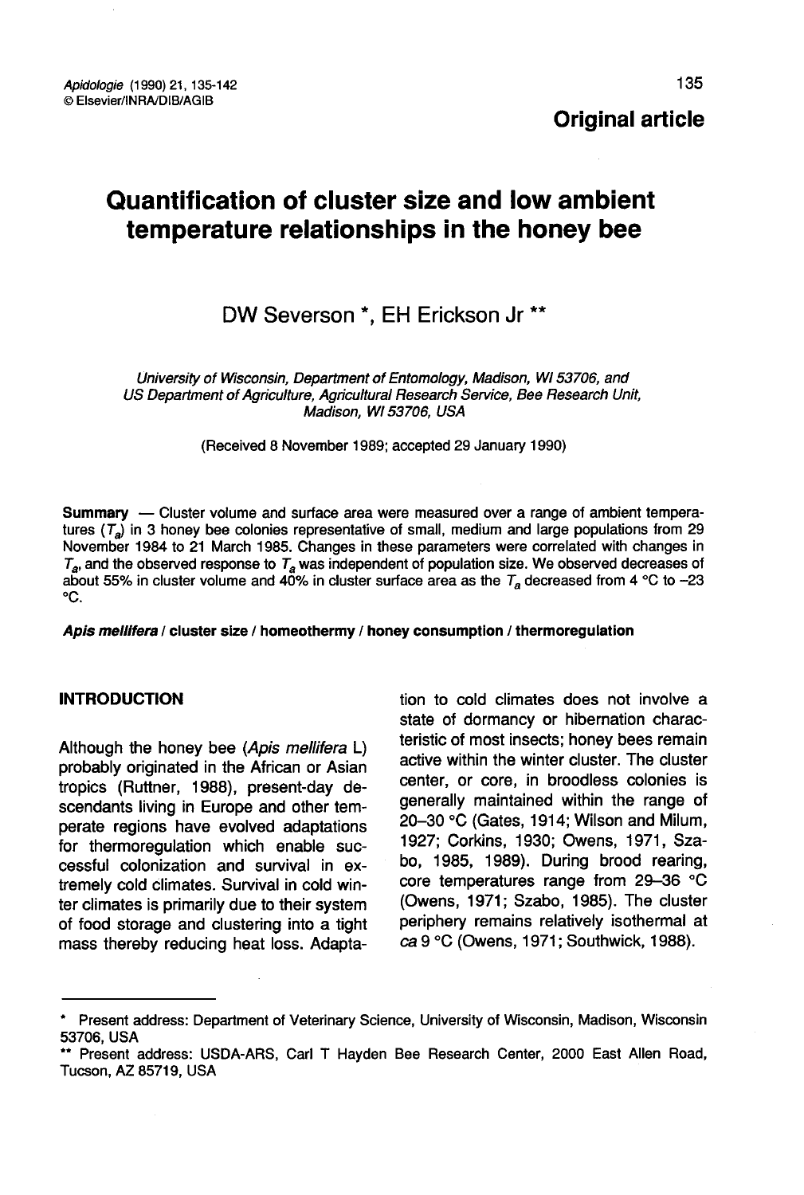**Original article**

# Quantification of cluster size and low ambient temperature relationships in the honey bee

DW Severson *, EH Erickson Jr **

*University of Wisconsin, Department of Entomology, Madison, WI 53706, and US Department of Agriculture, Agricultural Research Service, Bee Research Unit, Madison, WI 53706, USA*

(Received 8 November 1989; accepted 29 January 1990)

**Summary** — Cluster volume and surface area were measured over a range of ambient temperatures ($T_a$) in 3 honey bee colonies representative of small, medium and large populations from 29 November 1984 to 21 March 1985. Changes in these parameters were correlated with changes in $T_a$, and the observed response to $T_a$ was independent of population size. We observed decreases of about 55% in cluster volume and 40% in cluster surface area as the $T_a$ decreased from 4 °C to −23 °C.

***Apis mellifera*** **/ cluster size / homeothermy / honey consumption / thermoregulation**

## INTRODUCTION

Although the honey bee (*Apis mellifera* L) probably originated in the African or Asian tropics (Ruttner, 1988), present-day descendants living in Europe and other temperate regions have evolved adaptations for thermoregulation which enable successful colonization and survival in extremely cold climates. Survival in cold winter climates is primarily due to their system of food storage and clustering into a tight mass thereby reducing heat loss. Adaptation to cold climates does not involve a state of dormancy or hibernation characteristic of most insects; honey bees remain active within the winter cluster. The cluster center, or core, in broodless colonies is generally maintained within the range of 20–30 °C (Gates, 1914; Wilson and Milum, 1927; Corkins, 1930; Owens, 1971, Szabo, 1985, 1989). During brood rearing, core temperatures range from 29–36 °C (Owens, 1971; Szabo, 1985). The cluster periphery remains relatively isothermal at *ca* 9 °C (Owens, 1971; Southwick, 1988).

---

\* Present address: Department of Veterinary Science, University of Wisconsin, Madison, Wisconsin 53706, USA

\*\* Present address: USDA-ARS, Carl T Hayden Bee Research Center, 2000 East Allen Road, Tucson, AZ 85719, USA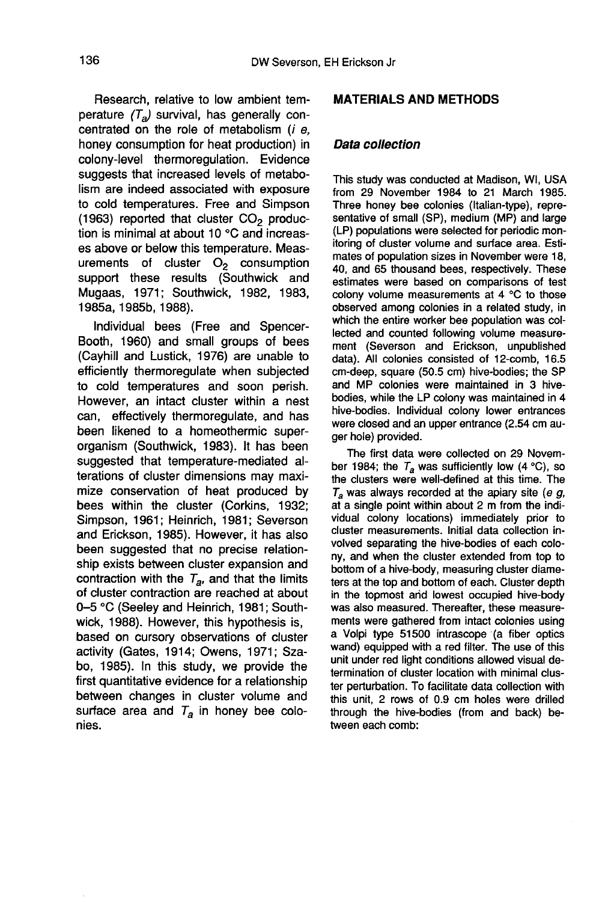Research, relative to low ambient temperature ($T_a$) survival, has generally concentrated on the role of metabolism (*i e*, honey consumption for heat production) in colony-level thermoregulation. Evidence suggests that increased levels of metabolism are indeed associated with exposure to cold temperatures. Free and Simpson (1963) reported that cluster $CO_2$ production is minimal at about 10 °C and increases above or below this temperature. Measurements of cluster $O_2$ consumption support these results (Southwick and Mugaas, 1971; Southwick, 1982, 1983, 1985a, 1985b, 1988).

Individual bees (Free and Spencer-Booth, 1960) and small groups of bees (Cayhill and Lustick, 1976) are unable to efficiently thermoregulate when subjected to cold temperatures and soon perish. However, an intact cluster within a nest can, effectively thermoregulate, and has been likened to a homeothermic superorganism (Southwick, 1983). It has been suggested that temperature-mediated alterations of cluster dimensions may maximize conservation of heat produced by bees within the cluster (Corkins, 1932; Simpson, 1961; Heinrich, 1981; Severson and Erickson, 1985). However, it has also been suggested that no precise relationship exists between cluster expansion and contraction with the $T_a$, and that the limits of cluster contraction are reached at about 0–5 °C (Seeley and Heinrich, 1981; Southwick, 1988). However, this hypothesis is, based on cursory observations of cluster activity (Gates, 1914; Owens, 1971; Szabo, 1985). In this study, we provide the first quantitative evidence for a relationship between changes in cluster volume and surface area and $T_a$ in honey bee colonies.

## MATERIALS AND METHODS

### *Data collection*

This study was conducted at Madison, WI, USA from 29 November 1984 to 21 March 1985. Three honey bee colonies (Italian-type), representative of small (SP), medium (MP) and large (LP) populations were selected for periodic monitoring of cluster volume and surface area. Estimates of population sizes in November were 18, 40, and 65 thousand bees, respectively. These estimates were based on comparisons of test colony volume measurements at 4 °C to those observed among colonies in a related study, in which the entire worker bee population was collected and counted following volume measurement (Severson and Erickson, unpublished data). All colonies consisted of 12-comb, 16.5 cm-deep, square (50.5 cm) hive-bodies; the SP and MP colonies were maintained in 3 hive-bodies, while the LP colony was maintained in 4 hive-bodies. Individual colony lower entrances were closed and an upper entrance (2.54 cm auger hole) provided.

The first data were collected on 29 November 1984; the $T_a$ was sufficiently low (4 °C), so the clusters were well-defined at this time. The $T_a$ was always recorded at the apiary site (*e g*, at a single point within about 2 m from the individual colony locations) immediately prior to cluster measurements. Initial data collection involved separating the hive-bodies of each colony, and when the cluster extended from top to bottom of a hive-body, measuring cluster diameters at the top and bottom of each. Cluster depth in the topmost and lowest occupied hive-body was also measured. Thereafter, these measurements were gathered from intact colonies using a Volpi type 51500 intrascope (a fiber optics wand) equipped with a red filter. The use of this unit under red light conditions allowed visual determination of cluster location with minimal cluster perturbation. To facilitate data collection with this unit, 2 rows of 0.9 cm holes were drilled through the hive-bodies (from and back) between each comb: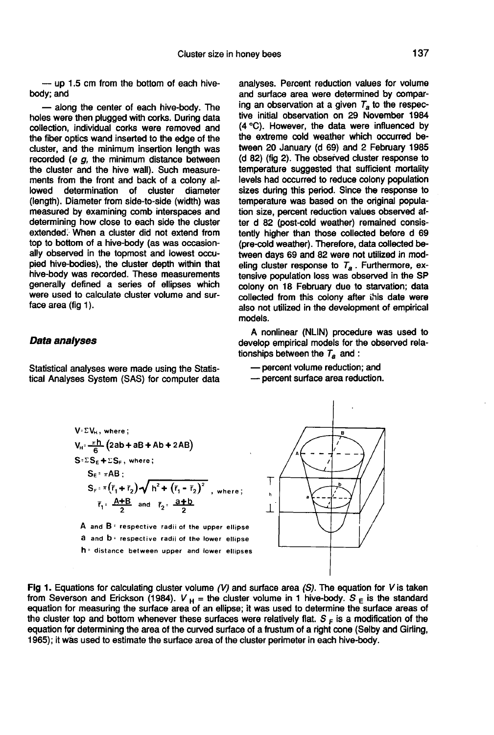— up 1.5 cm from the bottom of each hive-body; and

— along the center of each hive-body. The holes were then plugged with corks. During data collection, individual corks were removed and the fiber optics wand inserted to the edge of the cluster, and the minimum insertion length was recorded (*e g*, the minimum distance between the cluster and the hive wall). Such measurements from the front and back of a colony allowed determination of cluster diameter (length). Diameter from side-to-side (width) was measured by examining comb interspaces and determining how close to each side the cluster extended. When a cluster did not extend from top to bottom of a hive-body (as was occasionally observed in the topmost and lowest occupied hive-bodies), the cluster depth within that hive-body was recorded. These measurements generally defined a series of ellipses which were used to calculate cluster volume and surface area (fig 1).

### Data analyses

Statistical analyses were made using the Statistical Analyses System (SAS) for computer data analyses. Percent reduction values for volume and surface area were determined by comparing an observation at a given $T_a$ to the respective initial observation on 29 November 1984 (4 °C). However, the data were influenced by the extreme cold weather which occurred between 20 January (d 69) and 2 February 1985 (d 82) (fig 2). The observed cluster response to temperature suggested that sufficient mortality levels had occurred to reduce colony population sizes during this period. Since the response to temperature was based on the original population size, percent reduction values observed after d 82 (post-cold weather) remained consistently higher than those collected before d 69 (pre-cold weather). Therefore, data collected between days 69 and 82 were not utilized in modeling cluster response to $T_a$. Furthermore, extensive population loss was observed in the SP colony on 18 February due to starvation; data collected from this colony after this date were also not utilized in the development of empirical models.

A nonlinear (NLIN) procedure was used to develop empirical models for the observed relationships between the $T_a$ and :

— percent volume reduction; and
— percent surface area reduction.

$$V = \Sigma V_H \text{, where ;}$$

$$V_H = \frac{\pi h}{6}\left(2ab + aB + Ab + 2AB\right)$$

$$S = \Sigma S_E + \Sigma S_F \text{, where ;}$$

$$S_E = \pi AB \text{ ;}$$

$$S_F = \pi(\bar{r}_1 + \bar{r}_2)\sqrt{h^2 + (\bar{r}_1 - \bar{r}_2)^2} \text{ , where ;}$$

$$\bar{r}_1 = \frac{A+B}{2} \text{ and } \bar{r}_2 = \frac{a+b}{2}$$

A and B = respective radii of the upper ellipse
a and b = respective radii of the lower ellipse
h = distance between upper and lower ellipses

**Fig 1.** Equations for calculating cluster volume *(V)* and surface area *(S)*. The equation for *V* is taken from Severson and Erickson (1984). $V_H$ = the cluster volume in 1 hive-body. $S_E$ is the standard equation for measuring the surface area of an ellipse; it was used to determine the surface areas of the cluster top and bottom whenever these surfaces were relatively flat. $S_F$ is a modification of the equation for determining the area of the curved surface of a frustum of a right cone (Selby and Girling, 1965); it was used to estimate the surface area of the cluster perimeter in each hive-body.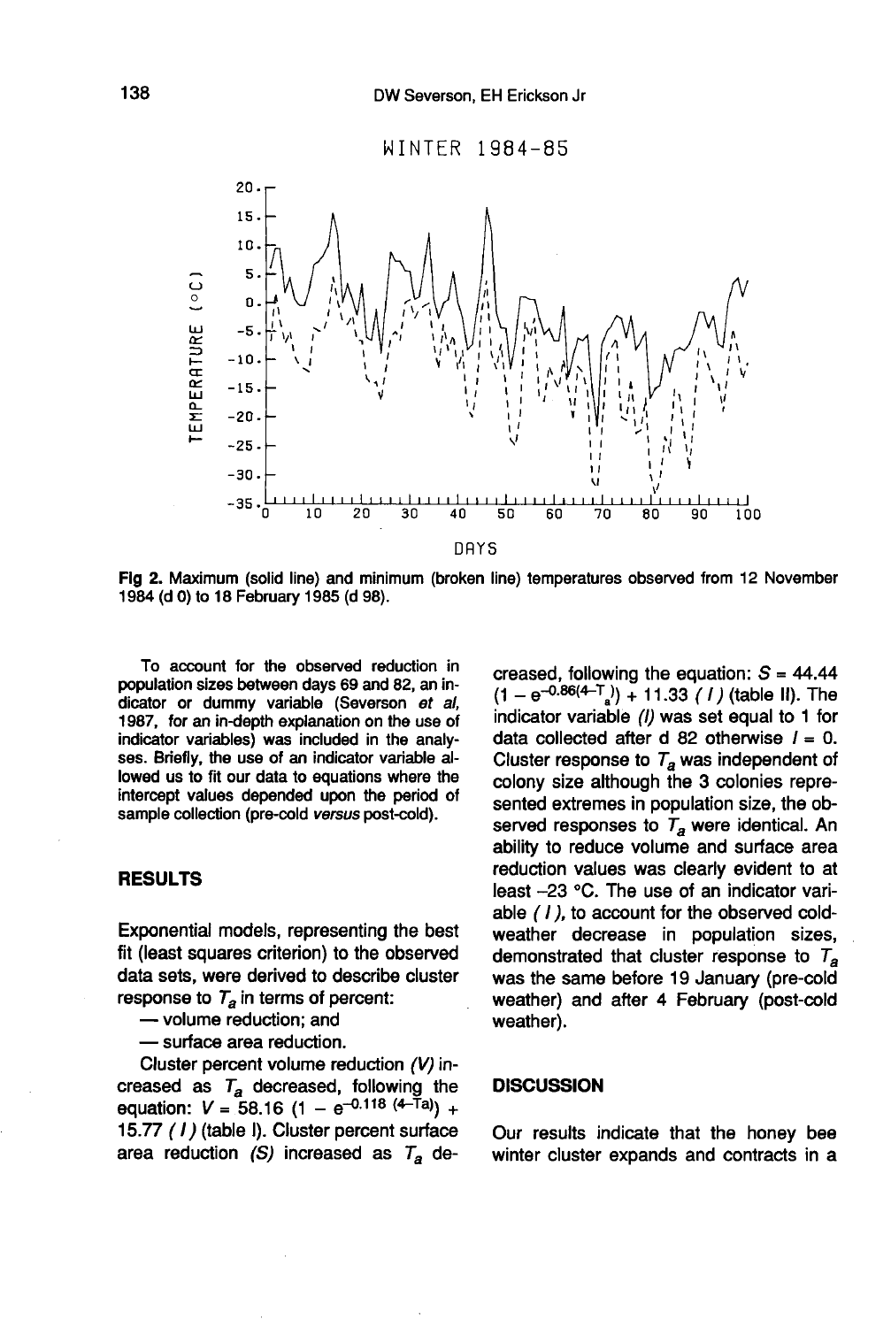WINTER 1984-85

**Fig 2.** Maximum (solid line) and minimum (broken line) temperatures observed from 12 November 1984 (d 0) to 18 February 1985 (d 98).

To account for the observed reduction in population sizes between days 69 and 82, an indicator or dummy variable (Severson *et al*, 1987, for an in-depth explanation on the use of indicator variables) was included in the analyses. Briefly, the use of an indicator variable allowed us to fit our data to equations where the intercept values depended upon the period of sample collection (pre-cold *versus* post-cold).

## RESULTS

Exponential models, representing the best fit (least squares criterion) to the observed data sets, were derived to describe cluster response to $T_a$ in terms of percent:

— volume reduction; and

— surface area reduction.

Cluster percent volume reduction (*V*) increased as $T_a$ decreased, following the equation: $V = 58.16\ (1 - e^{-0.118\ (4-T_a)}) + 15.77\ (I)$ (table I). Cluster percent surface area reduction (*S*) increased as $T_a$ decreased, following the equation: $S = 44.44\ (1 - e^{-0.86(4-T_a)}) + 11.33\ (I)$ (table II). The indicator variable (*I*) was set equal to 1 for data collected after d 82 otherwise $I = 0$. Cluster response to $T_a$ was independent of colony size although the 3 colonies represented extremes in population size, the observed responses to $T_a$ were identical. An ability to reduce volume and surface area reduction values was clearly evident to at least −23 °C. The use of an indicator variable (*I*), to account for the observed cold-weather decrease in population sizes, demonstrated that cluster response to $T_a$ was the same before 19 January (pre-cold weather) and after 4 February (post-cold weather).

## DISCUSSION

Our results indicate that the honey bee winter cluster expands and contracts in a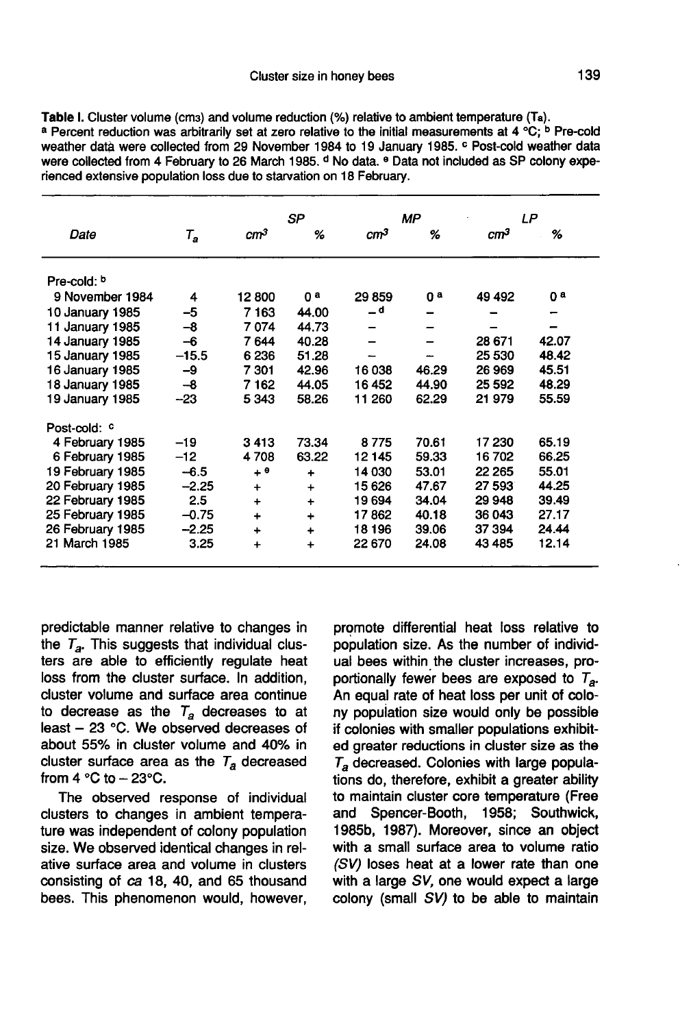**Table I.** Cluster volume (cm3) and volume reduction (%) relative to ambient temperature ($T_a$).
[a] Percent reduction was arbitrarily set at zero relative to the initial measurements at 4 °C; [b] Pre-cold weather data were collected from 29 November 1984 to 19 January 1985. [c] Post-cold weather data were collected from 4 February to 26 March 1985. [d] No data. [e] Data not included as SP colony experienced extensive population loss due to starvation on 18 February.

| Date | $T_a$ | SP | | MP | | LP | |
|---|---|---|---|---|---|---|---|
| | | $cm^3$ | % | $cm^3$ | % | $cm^3$ | % |
| Pre-cold: [b] | | | | | | | |
| 9 November 1984 | 4 | 12 800 | 0 [a] | 29 859 | 0 [a] | 49 492 | 0 [a] |
| 10 January 1985 | −5 | 7 163 | 44.00 | − [d] | − | − | − |
| 11 January 1985 | −8 | 7 074 | 44.73 | − | − | − | − |
| 14 January 1985 | −6 | 7 644 | 40.28 | − | − | 28 671 | 42.07 |
| 15 January 1985 | −15.5 | 6 236 | 51.28 | − | − | 25 530 | 48.42 |
| 16 January 1985 | −9 | 7 301 | 42.96 | 16 038 | 46.29 | 26 969 | 45.51 |
| 18 January 1985 | −8 | 7 162 | 44.05 | 16 452 | 44.90 | 25 592 | 48.29 |
| 19 January 1985 | −23 | 5 343 | 58.26 | 11 260 | 62.29 | 21 979 | 55.59 |
| Post-cold: [c] | | | | | | | |
| 4 February 1985 | −19 | 3 413 | 73.34 | 8 775 | 70.61 | 17 230 | 65.19 |
| 6 February 1985 | −12 | 4 708 | 63.22 | 12 145 | 59.33 | 16 702 | 66.25 |
| 19 February 1985 | −6.5 | + [e] | + | 14 030 | 53.01 | 22 265 | 55.01 |
| 20 February 1985 | −2.25 | + | + | 15 626 | 47.67 | 27 593 | 44.25 |
| 22 February 1985 | 2.5 | + | + | 19 694 | 34.04 | 29 948 | 39.49 |
| 25 February 1985 | −0.75 | + | + | 17 862 | 40.18 | 36 043 | 27.17 |
| 26 February 1985 | −2.25 | + | + | 18 196 | 39.06 | 37 394 | 24.44 |
| 21 March 1985 | 3.25 | + | + | 22 670 | 24.08 | 43 485 | 12.14 |

predictable manner relative to changes in the $T_a$. This suggests that individual clusters are able to efficiently regulate heat loss from the cluster surface. In addition, cluster volume and surface area continue to decrease as the $T_a$ decreases to at least − 23 °C. We observed decreases of about 55% in cluster volume and 40% in cluster surface area as the $T_a$ decreased from 4 °C to − 23°C.

The observed response of individual clusters to changes in ambient temperature was independent of colony population size. We observed identical changes in relative surface area and volume in clusters consisting of *ca* 18, 40, and 65 thousand bees. This phenomenon would, however, promote differential heat loss relative to population size. As the number of individual bees within the cluster increases, proportionally fewer bees are exposed to $T_a$. An equal rate of heat loss per unit of colony population size would only be possible if colonies with smaller populations exhibited greater reductions in cluster size as the $T_a$ decreased. Colonies with large populations do, therefore, exhibit a greater ability to maintain cluster core temperature (Free and Spencer-Booth, 1958; Southwick, 1985b, 1987). Moreover, since an object with a small surface area to volume ratio (*SV*) loses heat at a lower rate than one with a large *SV*, one would expect a large colony (small *SV*) to be able to maintain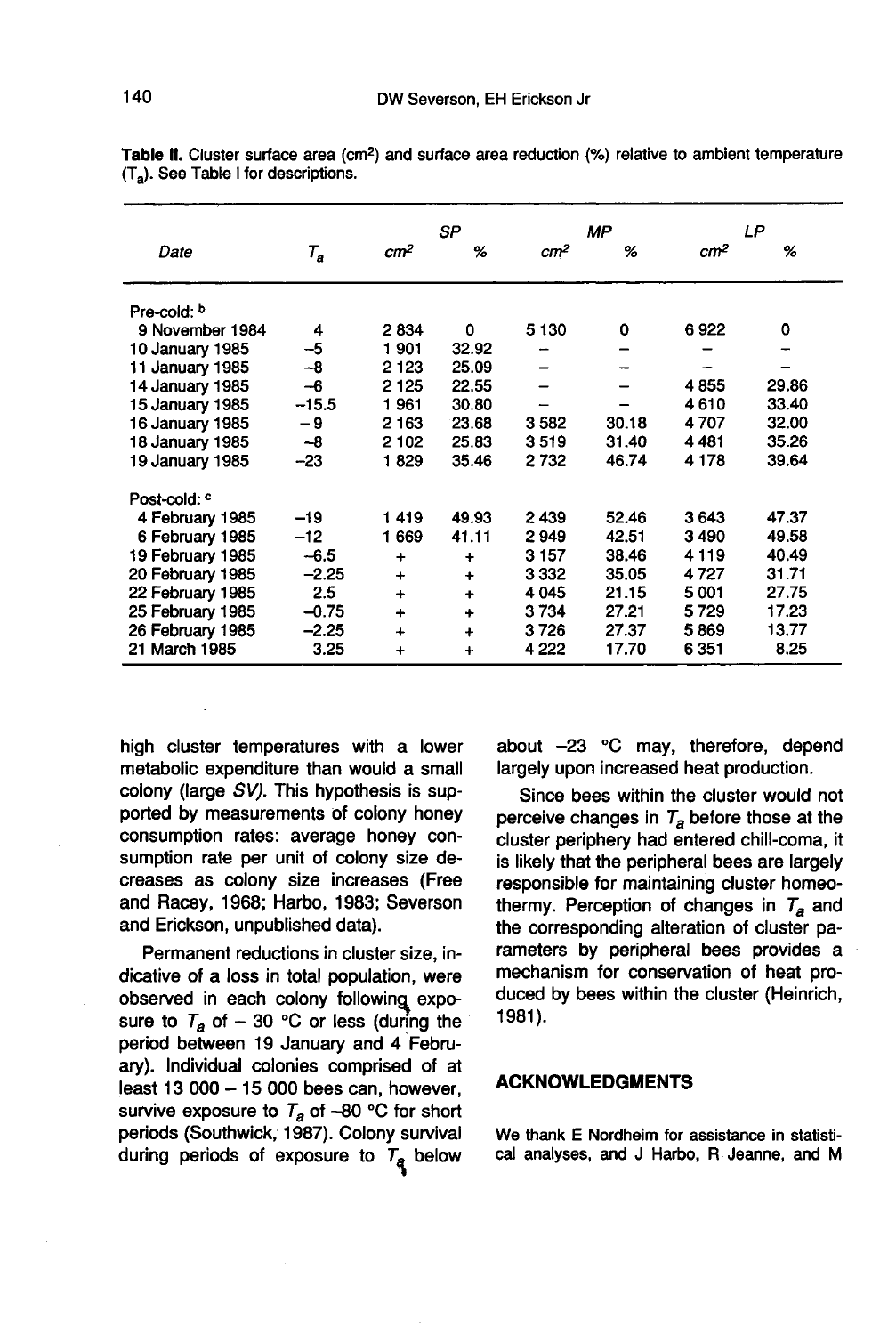**Table II.** Cluster surface area (cm²) and surface area reduction (%) relative to ambient temperature ($T_a$). See Table I for descriptions.

| Date | $T_a$ | SP | | MP | | LP | |
|---|---|---|---|---|---|---|---|
| | | cm² | % | cm² | % | cm² | % |
| Pre-cold: [b] | | | | | | | |
| 9 November 1984 | 4 | 2 834 | 0 | 5 130 | 0 | 6 922 | 0 |
| 10 January 1985 | −5 | 1 901 | 32.92 | – | – | – | – |
| 11 January 1985 | −8 | 2 123 | 25.09 | – | – | – | – |
| 14 January 1985 | −6 | 2 125 | 22.55 | – | – | 4 855 | 29.86 |
| 15 January 1985 | −15.5 | 1 961 | 30.80 | – | – | 4 610 | 33.40 |
| 16 January 1985 | −9 | 2 163 | 23.68 | 3 582 | 30.18 | 4 707 | 32.00 |
| 18 January 1985 | −8 | 2 102 | 25.83 | 3 519 | 31.40 | 4 481 | 35.26 |
| 19 January 1985 | −23 | 1 829 | 35.46 | 2 732 | 46.74 | 4 178 | 39.64 |
| Post-cold: [c] | | | | | | | |
| 4 February 1985 | −19 | 1 419 | 49.93 | 2 439 | 52.46 | 3 643 | 47.37 |
| 6 February 1985 | −12 | 1 669 | 41.11 | 2 949 | 42.51 | 3 490 | 49.58 |
| 19 February 1985 | −6.5 | + | + | 3 157 | 38.46 | 4 119 | 40.49 |
| 20 February 1985 | −2.25 | + | + | 3 332 | 35.05 | 4 727 | 31.71 |
| 22 February 1985 | 2.5 | + | + | 4 045 | 21.15 | 5 001 | 27.75 |
| 25 February 1985 | −0.75 | + | + | 3 734 | 27.21 | 5 729 | 17.23 |
| 26 February 1985 | −2.25 | + | + | 3 726 | 27.37 | 5 869 | 13.77 |
| 21 March 1985 | 3.25 | + | + | 4 222 | 17.70 | 6 351 | 8.25 |

high cluster temperatures with a lower metabolic expenditure than would a small colony (large *SV*). This hypothesis is supported by measurements of colony honey consumption rates: average honey consumption rate per unit of colony size decreases as colony size increases (Free and Racey, 1968; Harbo, 1983; Severson and Erickson, unpublished data).

Permanent reductions in cluster size, indicative of a loss in total population, were observed in each colony following exposure to $T_a$ of − 30 °C or less (during the period between 19 January and 4 February). Individual colonies comprised of at least 13 000 – 15 000 bees can, however, survive exposure to $T_a$ of −80 °C for short periods (Southwick, 1987). Colony survival during periods of exposure to $T_a$ below about −23 °C may, therefore, depend largely upon increased heat production.

Since bees within the cluster would not perceive changes in $T_a$ before those at the cluster periphery had entered chill-coma, it is likely that the peripheral bees are largely responsible for maintaining cluster homeothermy. Perception of changes in $T_a$ and the corresponding alteration of cluster parameters by peripheral bees provides a mechanism for conservation of heat produced by bees within the cluster (Heinrich, 1981).

## ACKNOWLEDGMENTS

We thank E Nordheim for assistance in statistical analyses, and J Harbo, R Jeanne, and M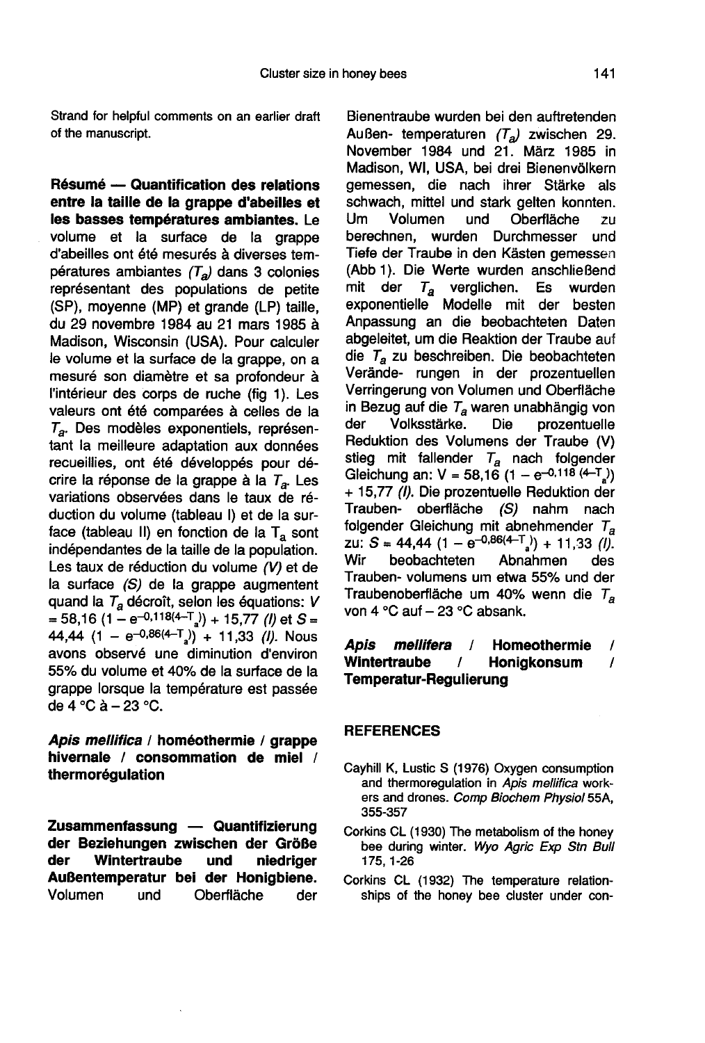Strand for helpful comments on an earlier draft of the manuscript.

**Résumé — Quantification des relations entre la taille de la grappe d'abeilles et les basses températures ambiantes.** Le volume et la surface de la grappe d'abeilles ont été mesurés à diverses températures ambiantes ($T_a$) dans 3 colonies représentant des populations de petite (SP), moyenne (MP) et grande (LP) taille, du 29 novembre 1984 au 21 mars 1985 à Madison, Wisconsin (USA). Pour calculer le volume et la surface de la grappe, on a mesuré son diamètre et sa profondeur à l'intérieur des corps de ruche (fig 1). Les valeurs ont été comparées à celles de la $T_a$. Des modèles exponentiels, représentant la meilleure adaptation aux données recueillies, ont été développés pour décrire la réponse de la grappe à la $T_a$. Les variations observées dans le taux de réduction du volume (tableau I) et de la surface (tableau II) en fonction de la $T_a$ sont indépendantes de la taille de la population. Les taux de réduction du volume *(V)* et de la surface *(S)* de la grappe augmentent quand la $T_a$ décroît, selon les équations: $V = 58{,}16\ (1 - e^{-0{,}118(4-T_a)}) + 15{,}77$ *(I)* et $S = 44{,}44\ (1 - e^{-0{,}86(4-T_a)}) + 11{,}33$ *(I)*. Nous avons observé une diminution d'environ 55% du volume et 40% de la surface de la grappe lorsque la température est passée de 4 °C à – 23 °C.

***Apis mellifica* / homéothermie / grappe hivernale / consommation de miel / thermorégulation**

**Zusammenfassung — Quantifizierung der Beziehungen zwischen der Größe der Wintertraube und niedriger Außentemperatur bei der Honigbiene.** Volumen und Oberfläche der Bienentraube wurden bei den auftretenden Außen- temperaturen *($T_a$)* zwischen 29. November 1984 und 21. März 1985 in Madison, WI, USA, bei drei Bienenvölkern gemessen, die nach ihrer Stärke als schwach, mittel und stark gelten konnten. Um Volumen und Oberfläche zu berechnen, wurden Durchmesser und Tiefe der Traube in den Kästen gemessen (Abb 1). Die Werte wurden anschließend mit der $T_a$ verglichen. Es wurden exponentielle Modelle mit der besten Anpassung an die beobachteten Daten abgeleitet, um die Reaktion der Traube auf die $T_a$ zu beschreiben. Die beobachteten Verände- rungen in der prozentuellen Verringerung von Volumen und Oberfläche in Bezug auf die $T_a$ waren unabhängig von der Volksstärke. Die prozentuelle Reduktion des Volumens der Traube (V) stieg mit fallender $T_a$ nach folgender Gleichung an: $V = 58{,}16\ (1 - e^{-0{,}118\ (4-T_a)}) + 15{,}77$ *(I)*. Die prozentuelle Reduktion der Trauben- oberfläche *(S)* nahm nach folgender Gleichung mit abnehmender $T_a$ zu: $S = 44{,}44\ (1 - e^{-0{,}86(4-T_a)}) + 11{,}33$ *(I)*. Wir beobachteten Abnahmen des Trauben- volumens um etwa 55% und der Traubenoberfläche um 40% wenn die $T_a$ von 4 °C auf – 23 °C absank.

***Apis mellifera* / Homeothermie / Wintertraube / Honigkonsum / Temperatur-Regulierung**

## REFERENCES

Cayhill K, Lustic S (1976) Oxygen consumption and thermoregulation in *Apis mellifica* workers and drones. *Comp Biochem Physiol* 55A, 355-357

Corkins CL (1930) The metabolism of the honey bee during winter. *Wyo Agric Exp Stn Bull* 175, 1-26

Corkins CL (1932) The temperature relationships of the honey bee cluster under con-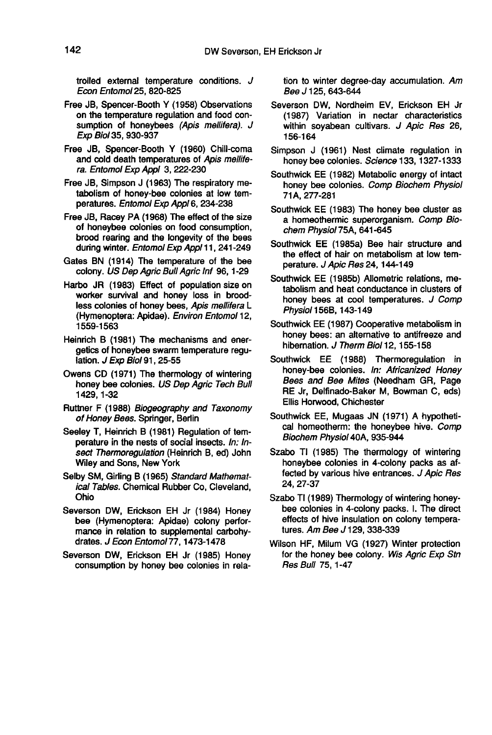trolled external temperature conditions. *J Econ Entomol* 25, 820-825

Free JB, Spencer-Booth Y (1958) Observations on the temperature regulation and food consumption of honeybees *(Apis mellifera)*. *J Exp Biol* 35, 930-937

Free JB, Spencer-Booth Y (1960) Chill-coma and cold death temperatures of *Apis mellifera*. *Entomol Exp Appl* 3, 222-230

Free JB, Simpson J (1963) The respiratory metabolism of honey-bee colonies at low temperatures. *Entomol Exp Appl* 6, 234-238

Free JB, Racey PA (1968) The effect of the size of honeybee colonies on food consumption, brood rearing and the longevity of the bees during winter. *Entomol Exp Appl* 11, 241-249

Gates BN (1914) The temperature of the bee colony. *US Dep Agric Bull Agric Inf* 96, 1-29

Harbo JR (1983) Effect of population size on worker survival and honey loss in broodless colonies of honey bees, *Apis mellifera* L (Hymenoptera: Apidae). *Environ Entomol* 12, 1559-1563

Heinrich B (1981) The mechanisms and energetics of honeybee swarm temperature regulation. *J Exp Biol* 91, 25-55

Owens CD (1971) The thermology of wintering honey bee colonies. *US Dep Agric Tech Bull* 1429, 1-32

Ruttner F (1988) *Biogeography and Taxonomy of Honey Bees*. Springer, Berlin

Seeley T, Heinrich B (1981) Regulation of temperature in the nests of social insects. *In: Insect Thermoregulation* (Heinrich B, ed) John Wiley and Sons, New York

Selby SM, Girling B (1965) *Standard Mathematical Tables*. Chemical Rubber Co, Cleveland, Ohio

Severson DW, Erickson EH Jr (1984) Honey bee (Hymenoptera: Apidae) colony performance in relation to supplemental carbohydrates. *J Econ Entomol* 77, 1473-1478

Severson DW, Erickson EH Jr (1985) Honey consumption by honey bee colonies in relation to winter degree-day accumulation. *Am Bee J* 125, 643-644

Severson DW, Nordheim EV, Erickson EH Jr (1987) Variation in nectar characteristics within soyabean cultivars. *J Apic Res* 26, 156-164

Simpson J (1961) Nest climate regulation in honey bee colonies. *Science* 133, 1327-1333

Southwick EE (1982) Metabolic energy of intact honey bee colonies. *Comp Biochem Physiol* 71A, 277-281

Southwick EE (1983) The honey bee cluster as a homeothermic superorganism. *Comp Biochem Physiol* 75A, 641-645

Southwick EE (1985a) Bee hair structure and the effect of hair on metabolism at low temperature. *J Apic Res* 24, 144-149

Southwick EE (1985b) Allometric relations, metabolism and heat conductance in clusters of honey bees at cool temperatures. *J Comp Physiol* 156B, 143-149

Southwick EE (1987) Cooperative metabolism in honey bees: an alternative to antifreeze and hibernation. *J Therm Biol* 12, 155-158

Southwick EE (1988) Thermoregulation in honey-bee colonies. *In: Africanized Honey Bees and Bee Mites* (Needham GR, Page RE Jr, Delfinado-Baker M, Bowman C, eds) Ellis Horwood, Chichester

Southwick EE, Mugaas JN (1971) A hypothetical homeotherm: the honeybee hive. *Comp Biochem Physiol* 40A, 935-944

Szabo TI (1985) The thermology of wintering honeybee colonies in 4-colony packs as affected by various hive entrances. *J Apic Res* 24, 27-37

Szabo TI (1989) Thermology of wintering honeybee colonies in 4-colony packs. I. The direct effects of hive insulation on colony temperatures. *Am Bee J* 129, 338-339

Wilson HF, Milum VG (1927) Winter protection for the honey bee colony. *Wis Agric Exp Stn Res Bull* 75, 1-47